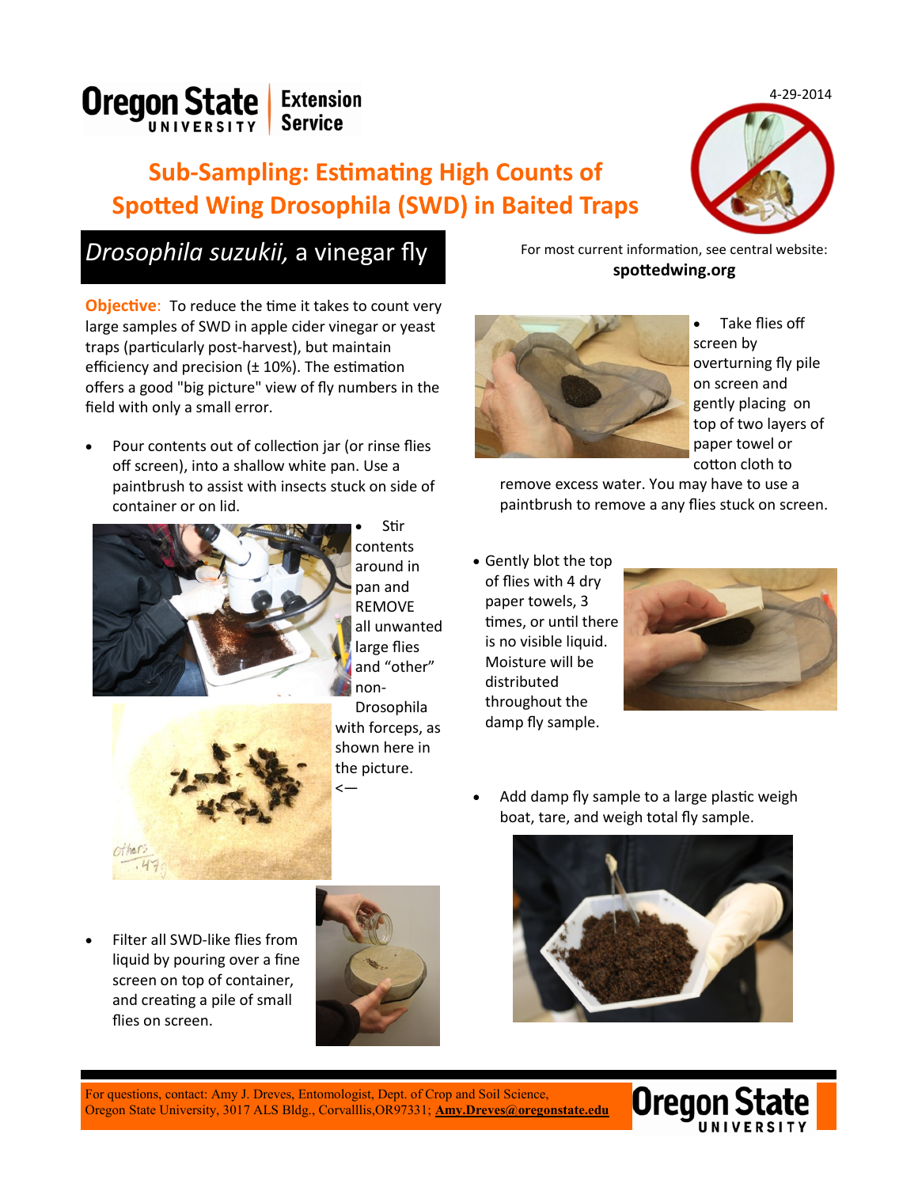Oregon State University Extension Service

4-29-2014

# Sub-Sampling: Estimating High Counts of Spotted Wing Drosophila (SWD) in Baited Traps

## *Drosophila suzukii,* a vinegar fly

For most current information, see central website: **spottedwing.org**

**Objective**: To reduce the time it takes to count very large samples of SWD in apple cider vinegar or yeast traps (particularly post-harvest), but maintain efficiency and precision (± 10%). The estimation offers a good "big picture" view of fly numbers in the field with only a small error.

- Pour contents out of collection jar (or rinse flies off screen), into a shallow white pan. Use a paintbrush to assist with insects stuck on side of container or on lid.

- Stir contents around in pan and REMOVE all unwanted large flies and "other" non-Drosophila with forceps, as shown here in the picture. <—

- Filter all SWD-like flies from liquid by pouring over a fine screen on top of container, and creating a pile of small flies on screen.

- Take flies off screen by overturning fly pile on screen and gently placing on top of two layers of paper towel or cotton cloth to remove excess water. You may have to use a paintbrush to remove a any flies stuck on screen.

- Gently blot the top of flies with 4 dry paper towels, 3 times, or until there is no visible liquid. Moisture will be distributed throughout the damp fly sample.

- Add damp fly sample to a large plastic weigh boat, tare, and weigh total fly sample.

For questions, contact: Amy J. Dreves, Entomologist, Dept. of Crop and Soil Science, Oregon State University, 3017 ALS Bldg., Corvalllis,OR97331; **Amy.Dreves@oregonstate.edu**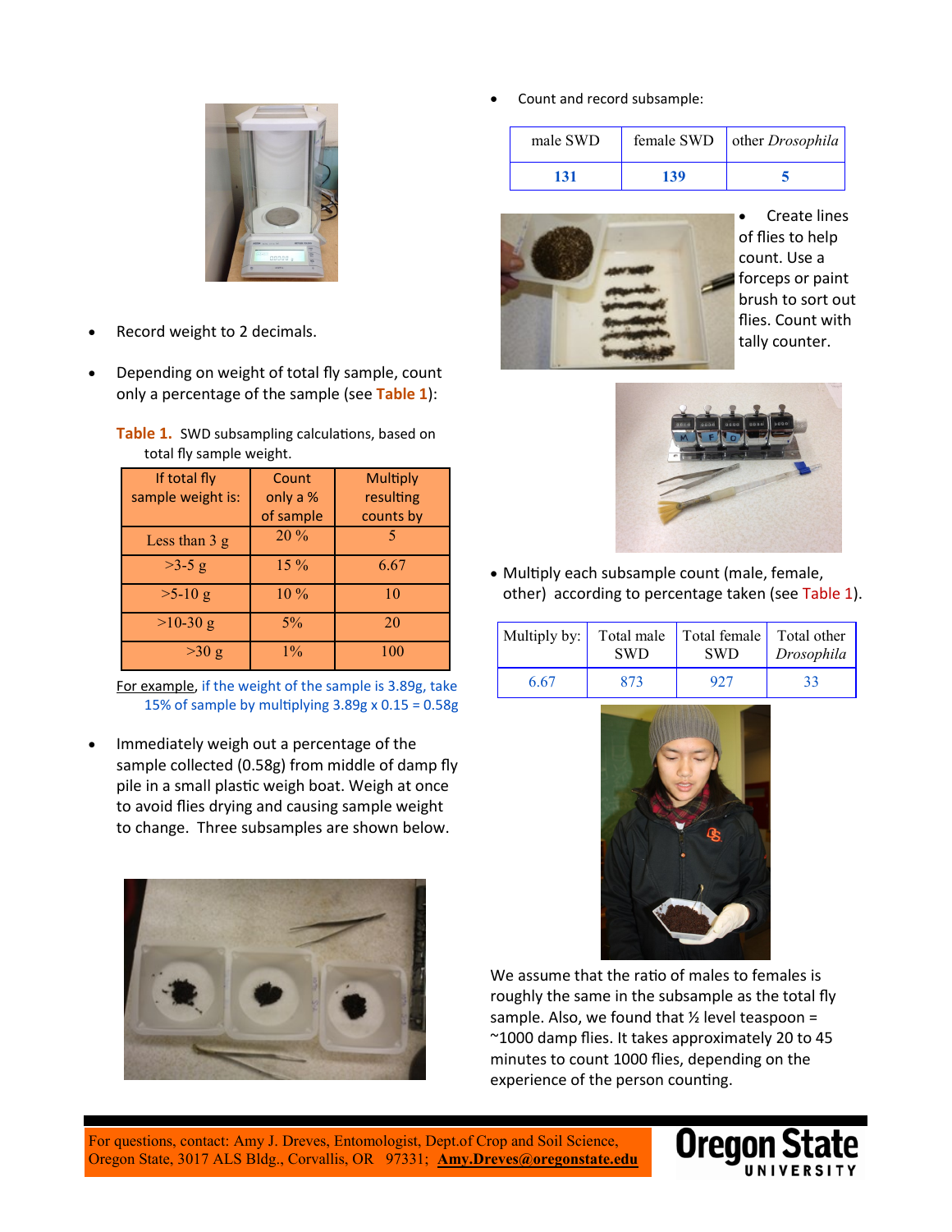- Record weight to 2 decimals.

- Depending on weight of total fly sample, count only a percentage of the sample (see **Table 1**):

**Table 1.** SWD subsampling calculations, based on total fly sample weight.

| If total fly sample weight is: | Count only a % of sample | Multiply resulting counts by |
|---|---|---|
| Less than 3 g | 20 % | 5 |
| >3-5 g | 15 % | 6.67 |
| >5-10 g | 10 % | 10 |
| >10-30 g | 5% | 20 |
| >30 g | 1% | 100 |

For example, if the weight of the sample is 3.89g, take 15% of sample by multiplying 3.89g x 0.15 = 0.58g

- Immediately weigh out a percentage of the sample collected (0.58g) from middle of damp fly pile in a small plastic weigh boat. Weigh at once to avoid flies drying and causing sample weight to change. Three subsamples are shown below.

- Count and record subsample:

| male SWD | female SWD | other *Drosophila* |
|---|---|---|
| **131** | **139** | **5** |

- Create lines of flies to help count. Use a forceps or paint brush to sort out flies. Count with tally counter.

- Multiply each subsample count (male, female, other) according to percentage taken (see Table 1).

| Multiply by: | Total male SWD | Total female SWD | Total other *Drosophila* |
|---|---|---|---|
| 6.67 | 873 | 927 | 33 |

We assume that the ratio of males to females is roughly the same in the subsample as the total fly sample. Also, we found that ½ level teaspoon = ~1000 damp flies. It takes approximately 20 to 45 minutes to count 1000 flies, depending on the experience of the person counting.

For questions, contact: Amy J. Dreves, Entomologist, Dept.of Crop and Soil Science, Oregon State, 3017 ALS Bldg., Corvallis, OR 97331; **Amy.Dreves@oregonstate.edu**

Oregon State UNIVERSITY